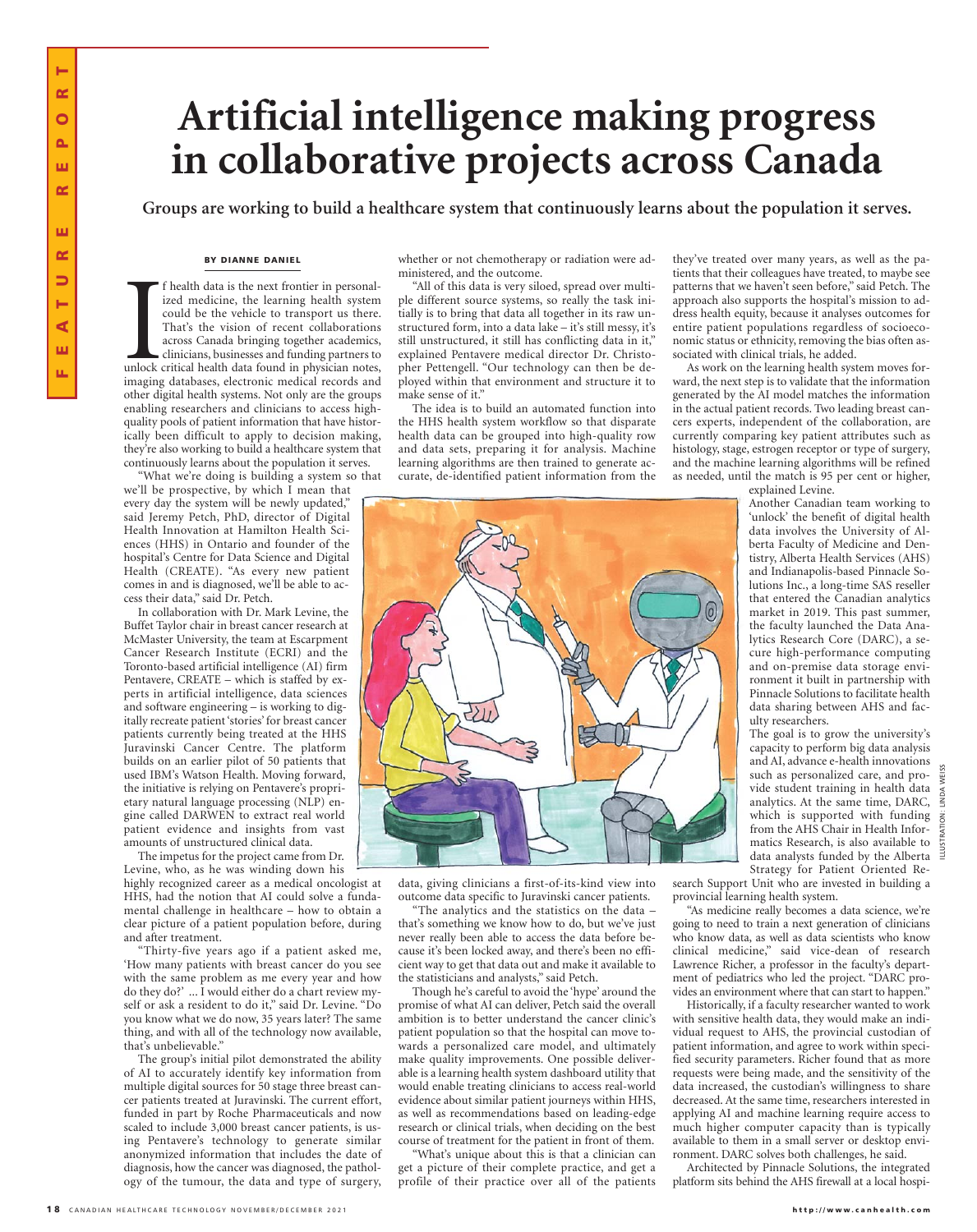# Artificial intelligence making progress in collaborative projects across Canada

**Groups are working to build a healthcare system that continuously learns about the population it serves.**

BY DIANNE DANIEL

If health data is the next frontier in personalized medicine, the learning health system could be the vehicle to transport us there. That's the vision of recent collaborations across Canada bringing together academics, clinicians, businesses and funding partners to unlock critical health data found in physician notes, imaging databases, electronic medical records and other digital health systems. Not only are the groups enabling researchers and clinicians to access high-quality pools of patient information that have historically been difficult to apply to decision making, they're also working to build a healthcare system that continuously learns about the population it serves.

"What we're doing is building a system so that we'll be prospective, by which I mean that every day the system will be newly updated," said Jeremy Petch, PhD, director of Digital Health Innovation at Hamilton Health Sciences (HHS) in Ontario and founder of the hospital's Centre for Data Science and Digital Health (CREATE). "As every new patient comes in and is diagnosed, we'll be able to access their data," said Dr. Petch.

In collaboration with Dr. Mark Levine, the Buffet Taylor chair in breast cancer research at McMaster University, the team at Escarpment Cancer Research Institute (ECRI) and the Toronto-based artificial intelligence (AI) firm Pentavere, CREATE – which is staffed by experts in artificial intelligence, data sciences and software engineering – is working to digitally recreate patient 'stories' for breast cancer patients currently being treated at the HHS Juravinski Cancer Centre. The platform builds on an earlier pilot of 50 patients that used IBM's Watson Health. Moving forward, the initiative is relying on Pentavere's proprietary natural language processing (NLP) engine called DARWEN to extract real world patient evidence and insights from vast amounts of unstructured clinical data.

The impetus for the project came from Dr. Levine, who, as he was winding down his highly recognized career as a medical oncologist at HHS, had the notion that AI could solve a fundamental challenge in healthcare – how to obtain a clear picture of a patient population before, during and after treatment.

"Thirty-five years ago if a patient asked me, 'How many patients with breast cancer do you see with the same problem as me every year and how do they do?' ... I would either do a chart review myself or ask a resident to do it," said Dr. Levine. "Do you know what we do now, 35 years later? The same thing, and with all of the technology now available, that's unbelievable."

The group's initial pilot demonstrated the ability of AI to accurately identify key information from multiple digital sources for 50 stage three breast cancer patients treated at Juravinski. The current effort, funded in part by Roche Pharmaceuticals and now scaled to include 3,000 breast cancer patients, is using Pentavere's technology to generate similar anonymized information that includes the date of diagnosis, how the cancer was diagnosed, the pathology of the tumour, the data and type of surgery, whether or not chemotherapy or radiation were administered, and the outcome.

"All of this data is very siloed, spread over multiple different source systems, so really the task initially is to bring that data all together in its raw unstructured form, into a data lake – it's still messy, it's still unstructured, it still has conflicting data in it," explained Pentavere medical director Dr. Christopher Pettengell. "Our technology can then be deployed within that environment and structure it to make sense of it."

The idea is to build an automated function into the HHS health system workflow so that disparate health data can be grouped into high-quality row and data sets, preparing it for analysis. Machine learning algorithms are then trained to generate accurate, de-identified patient information from the data, giving clinicians a first-of-its-kind view into outcome data specific to Juravinski cancer patients.

"The analytics and the statistics on the data – that's something we know how to do, but we've just never really been able to access the data before because it's been locked away, and there's been no efficient way to get that data out and make it available to the statisticians and analysts," said Petch.

Though he's careful to avoid the 'hype' around the promise of what AI can deliver, Petch said the overall ambition is to better understand the cancer clinic's patient population so that the hospital can move towards a personalized care model, and ultimately make quality improvements. One possible deliverable is a learning health system dashboard utility that would enable treating clinicians to access real-world evidence about similar patient journeys within HHS, as well as recommendations based on leading-edge research or clinical trials, when deciding on the best course of treatment for the patient in front of them.

"What's unique about this is that a clinician can get a picture of their complete practice, and get a profile of their practice over all of the patients they've treated over many years, as well as the patients that their colleagues have treated, to maybe see patterns that we haven't seen before," said Petch. The approach also supports the hospital's mission to address health equity, because it analyses outcomes for entire patient populations regardless of socioeconomic status or ethnicity, removing the bias often associated with clinical trials, he added.

As work on the learning health system moves forward, the next step is to validate that the information generated by the AI model matches the information in the actual patient records. Two leading breast cancers experts, independent of the collaboration, are currently comparing key patient attributes such as histology, stage, estrogen receptor or type of surgery, and the machine learning algorithms will be refined as needed, until the match is 95 per cent or higher, explained Levine.

Another Canadian team working to 'unlock' the benefit of digital health data involves the University of Alberta Faculty of Medicine and Dentistry, Alberta Health Services (AHS) and Indianapolis-based Pinnacle Solutions Inc., a long-time SAS reseller that entered the Canadian analytics market in 2019. This past summer, the faculty launched the Data Analytics Research Core (DARC), a secure high-performance computing and on-premise data storage environment it built in partnership with Pinnacle Solutions to facilitate health data sharing between AHS and faculty researchers.

The goal is to grow the university's capacity to perform big data analysis and AI, advance e-health innovations such as personalized care, and provide student training in health data analytics. At the same time, DARC, which is supported with funding from the AHS Chair in Health Informatics Research, is also available to data analysts funded by the Alberta Strategy for Patient Oriented Research Support Unit who are invested in building a provincial learning health system.

"As medicine really becomes a data science, we're going to need to train a next generation of clinicians who know data, as well as data scientists who know clinical medicine," said vice-dean of research Lawrence Richer, a professor in the faculty's department of pediatrics who led the project. "DARC provides an environment where that can start to happen."

Historically, if a faculty researcher wanted to work with sensitive health data, they would make an individual request to AHS, the provincial custodian of patient information, and agree to work within specified security parameters. Richer found that as more requests were being made, and the sensitivity of the data increased, the custodian's willingness to share decreased. At the same time, researchers interested in applying AI and machine learning require access to much higher computer capacity than is typically available to them in a small server or desktop environment. DARC solves both challenges, he said.

Architected by Pinnacle Solutions, the integrated platform sits behind the AHS firewall at a local hospi-

ILLUSTRATION: LINDA WEISS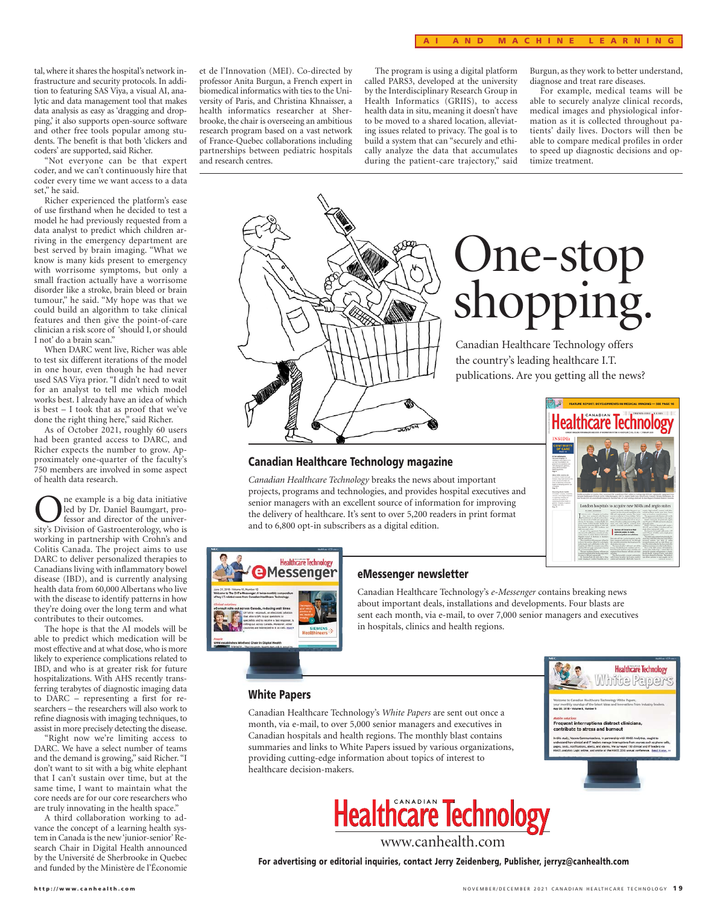tal, where it shares the hospital's network infrastructure and security protocols. In addition to featuring SAS Viya, a visual AI, analytic and data management tool that makes data analysis as easy as 'dragging and dropping,' it also supports open-source software and other free tools popular among students. The benefit is that both 'clickers and coders' are supported, said Richer.

"Not everyone can be that expert coder, and we can't continuously hire that coder every time we want access to a data set," he said.

Richer experienced the platform's ease of use firsthand when he decided to test a model he had previously requested from a data analyst to predict which children arriving in the emergency department are best served by brain imaging. "What we know is many kids present to emergency with worrisome symptoms, but only a small fraction actually have a worrisome disorder like a stroke, brain bleed or brain tumour," he said. "My hope was that we could build an algorithm to take clinical features and then give the point-of-care clinician a risk score of 'should I, or should I not' do a brain scan."

When DARC went live, Richer was able to test six different iterations of the model in one hour, even though he had never used SAS Viya prior. "I didn't need to wait for an analyst to tell me which model works best. I already have an idea of which is best – I took that as proof that we've done the right thing here," said Richer.

As of October 2021, roughly 60 users had been granted access to DARC, and Richer expects the number to grow. Approximately one-quarter of the faculty's 750 members are involved in some aspect of health data research.

One example is a big data initiative led by Dr. Daniel Baumgart, professor and director of the university's Division of Gastroenterology, who is working in partnership with Crohn's and Colitis Canada. The project aims to use DARC to deliver personalized therapies to Canadians living with inflammatory bowel disease (IBD), and is currently analysing health data from 60,000 Albertans who live with the disease to identify patterns in how they're doing over the long term and what contributes to their outcomes.

The hope is that the AI models will be able to predict which medication will be most effective and at what dose, who is more likely to experience complications related to IBD, and who is at greater risk for future hospitalizations. With AHS recently transferring terabytes of diagnostic imaging data to DARC – representing a first for researchers – the researchers will also work to refine diagnosis with imaging techniques, to assist in more precisely detecting the disease.

"Right now we're limiting access to DARC. We have a select number of teams and the demand is growing," said Richer. "I don't want to sit with a big white elephant that I can't sustain over time, but at the same time, I want to maintain what the core needs are for our core researchers who are truly innovating in the health space."

A third collaboration working to advance the concept of a learning health system in Canada is the new 'junior-senior' Research Chair in Digital Health announced by the Université de Sherbrooke in Quebec and funded by the Ministère de l'Économie et de l'Innovation (MEI). Co-directed by professor Anita Burgun, a French expert in biomedical informatics with ties to the University of Paris, and Christina Khnaisser, a health informatics researcher at Sherbrooke, the chair is overseeing an ambitious research program based on a vast network of France-Quebec collaborations including partnerships between pediatric hospitals and research centres.

The program is using a digital platform called PARS3, developed at the university by the Interdisciplinary Research Group in Health Informatics (GRIIS), to access health data in situ, meaning it doesn't have to be moved to a shared location, alleviating issues related to privacy. The goal is to build a system that can "securely and ethically analyze the data that accumulates during the patient-care trajectory," said Burgun, as they work to better understand, diagnose and treat rare diseases.

For example, medical teams will be able to securely analyze clinical records, medical images and physiological information as it is collected throughout patients' daily lives. Doctors will then be able to compare medical profiles in order to speed up diagnostic decisions and optimize treatment.

# One-stop shopping.

Canadian Healthcare Technology offers the country's leading healthcare I.T. publications. Are you getting all the news?

### Canadian Healthcare Technology magazine

*Canadian Healthcare Technology* breaks the news about important projects, programs and technologies, and provides hospital executives and senior managers with an excellent source of information for improving the delivery of healthcare. It's sent to over 5,200 readers in print format and to 6,800 opt-in subscribers as a digital edition.

### eMessenger newsletter

Canadian Healthcare Technology's *e-Messenger* contains breaking news about important deals, installations and developments. Four blasts are sent each month, via e-mail, to over 7,000 senior managers and executives in hospitals, clinics and health regions.

### White Papers

Canadian Healthcare Technology's *White Papers* are sent out once a month, via e-mail, to over 5,000 senior managers and executives in Canadian hospitals and health regions. The monthly blast contains summaries and links to White Papers issued by various organizations, providing cutting-edge information about topics of interest to healthcare decision-makers.

Canadian Healthcare Technology
www.canhealth.com

**For advertising or editorial inquiries, contact Jerry Zeidenberg, Publisher, jerryz@canhealth.com**